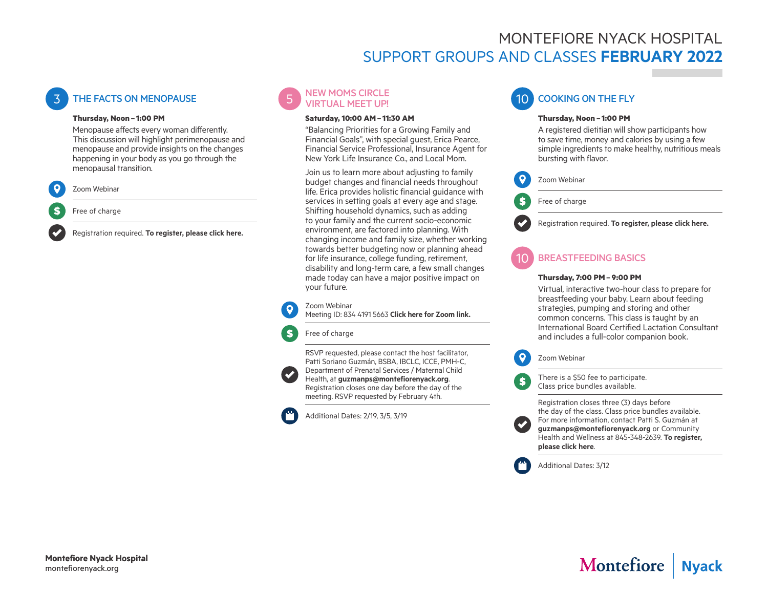# MONTEFIORE NYACK HOSPITAL

## SUPPORT GROUPS AND CLASSES **FEBRUARY 2022**

### 3 THE FACTS ON MENOPAUSE

**Thursday, Noon – 1:00 PM**

Menopause affects every woman differently. This discussion will highlight perimenopause and menopause and provide insights on the changes happening in your body as you go through the menopausal transition.

- Zoom Webinar
- Free of charge
- Registration required. **To register, please click here.**

### 5 NEW MOMS CIRCLE VIRTUAL MEET UP!

**Saturday, 10:00 AM – 11:30 AM**

"Balancing Priorities for a Growing Family and Financial Goals", with special guest, Erica Pearce, Financial Service Professional, Insurance Agent for New York Life Insurance Co., and Local Mom.

Join us to learn more about adjusting to family budget changes and financial needs throughout life. Erica provides holistic financial guidance with services in setting goals at every age and stage. Shifting household dynamics, such as adding to your family and the current socio-economic environment, are factored into planning. With changing income and family size, whether working towards better budgeting now or planning ahead for life insurance, college funding, retirement, disability and long-term care, a few small changes made today can have a major positive impact on your future.

- Zoom Webinar
  Meeting ID: 834 4191 5663 **Click here for Zoom link.**
- Free of charge
- RSVP requested, please contact the host facilitator, Patti Soriano Guzmán, BSBA, IBCLC, ICCE, PMH-C, Department of Prenatal Services / Maternal Child Health, at **guzmanps@montefiorenyack.org**. Registration closes one day before the day of the meeting. RSVP requested by February 4th.
- Additional Dates: 2/19, 3/5, 3/19

### 10 COOKING ON THE FLY

**Thursday, Noon – 1:00 PM**

A registered dietitian will show participants how to save time, money and calories by using a few simple ingredients to make healthy, nutritious meals bursting with flavor.

- Zoom Webinar
- Free of charge
- Registration required. **To register, please click here.**

### 10 BREASTFEEDING BASICS

**Thursday, 7:00 PM – 9:00 PM**

Virtual, interactive two-hour class to prepare for breastfeeding your baby. Learn about feeding strategies, pumping and storing and other common concerns. This class is taught by an International Board Certified Lactation Consultant and includes a full-color companion book.

- Zoom Webinar
- There is a $50 fee to participate. Class price bundles available.
- Registration closes three (3) days before the day of the class. Class price bundles available. For more information, contact Patti S. Guzmán at **guzmanps@montefiorenyack.org** or Community Health and Wellness at 845-348-2639. **To register, please click here**.
- Additional Dates: 3/12

**Montefiore Nyack Hospital**
montefiorenyack.org

Montefiore | Nyack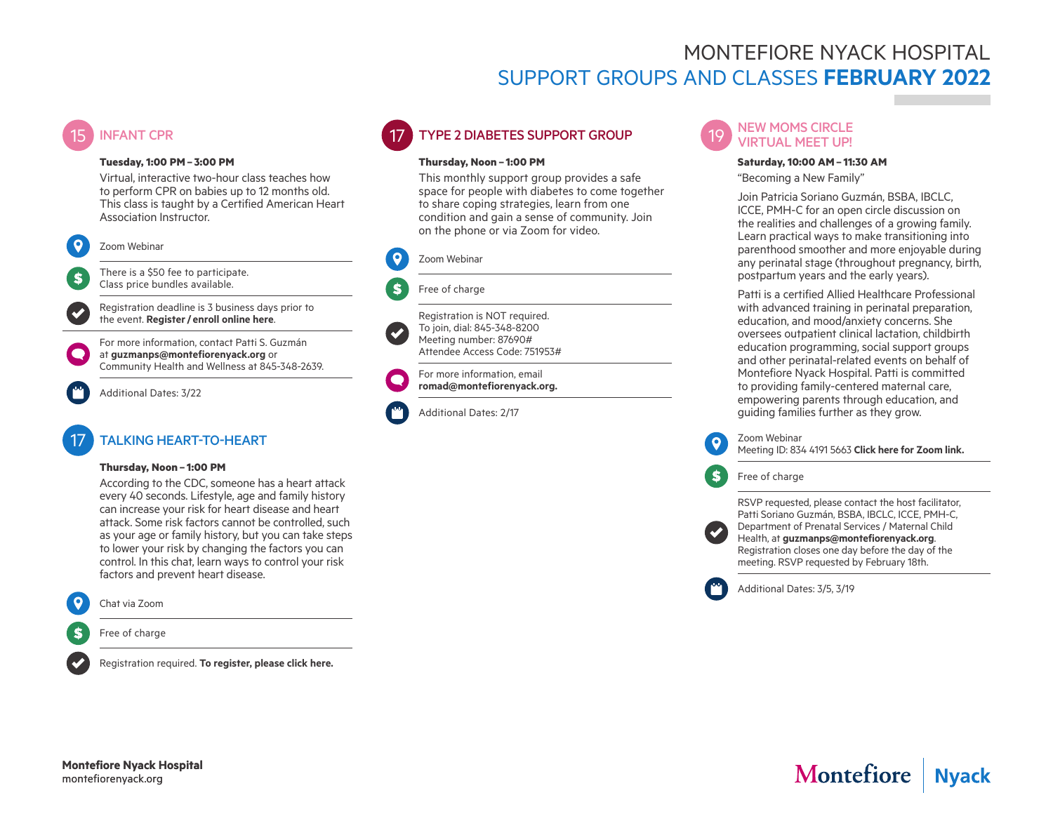# MONTEFIORE NYACK HOSPITAL
## SUPPORT GROUPS AND CLASSES **FEBRUARY 2022**

### 15 INFANT CPR

**Tuesday, 1:00 PM – 3:00 PM**

Virtual, interactive two-hour class teaches how to perform CPR on babies up to 12 months old. This class is taught by a Certified American Heart Association Instructor.

Zoom Webinar

There is a $50 fee to participate. Class price bundles available.

Registration deadline is 3 business days prior to the event. **Register / enroll online here**.

For more information, contact Patti S. Guzmán at **guzmanps@montefiorenyack.org** or Community Health and Wellness at 845-348-2639.

Additional Dates: 3/22

### 17 TALKING HEART-TO-HEART

**Thursday, Noon – 1:00 PM**

According to the CDC, someone has a heart attack every 40 seconds. Lifestyle, age and family history can increase your risk for heart disease and heart attack. Some risk factors cannot be controlled, such as your age or family history, but you can take steps to lower your risk by changing the factors you can control. In this chat, learn ways to control your risk factors and prevent heart disease.

Chat via Zoom

Free of charge

Registration required. **To register, please click here.**

### 17 TYPE 2 DIABETES SUPPORT GROUP

**Thursday, Noon – 1:00 PM**

This monthly support group provides a safe space for people with diabetes to come together to share coping strategies, learn from one condition and gain a sense of community. Join on the phone or via Zoom for video.

Zoom Webinar

Free of charge

Registration is NOT required.
To join, dial: 845-348-8200
Meeting number: 87690#
Attendee Access Code: 751953#

For more information, email **romad@montefiorenyack.org.**

Additional Dates: 2/17

### 19 NEW MOMS CIRCLE VIRTUAL MEET UP!

**Saturday, 10:00 AM – 11:30 AM**

"Becoming a New Family"

Join Patricia Soriano Guzmán, BSBA, IBCLC, ICCE, PMH-C for an open circle discussion on the realities and challenges of a growing family. Learn practical ways to make transitioning into parenthood smoother and more enjoyable during any perinatal stage (throughout pregnancy, birth, postpartum years and the early years).

Patti is a certified Allied Healthcare Professional with advanced training in perinatal preparation, education, and mood/anxiety concerns. She oversees outpatient clinical lactation, childbirth education programming, social support groups and other perinatal-related events on behalf of Montefiore Nyack Hospital. Patti is committed to providing family-centered maternal care, empowering parents through education, and guiding families further as they grow.

Zoom Webinar
Meeting ID: 834 4191 5663 **Click here for Zoom link.**

Free of charge

RSVP requested, please contact the host facilitator, Patti Soriano Guzmán, BSBA, IBCLC, ICCE, PMH-C, Department of Prenatal Services / Maternal Child Health, at **guzmanps@montefiorenyack.org**. Registration closes one day before the day of the meeting. RSVP requested by February 18th.

Additional Dates: 3/5, 3/19

**Montefiore Nyack Hospital**
montefiorenyack.org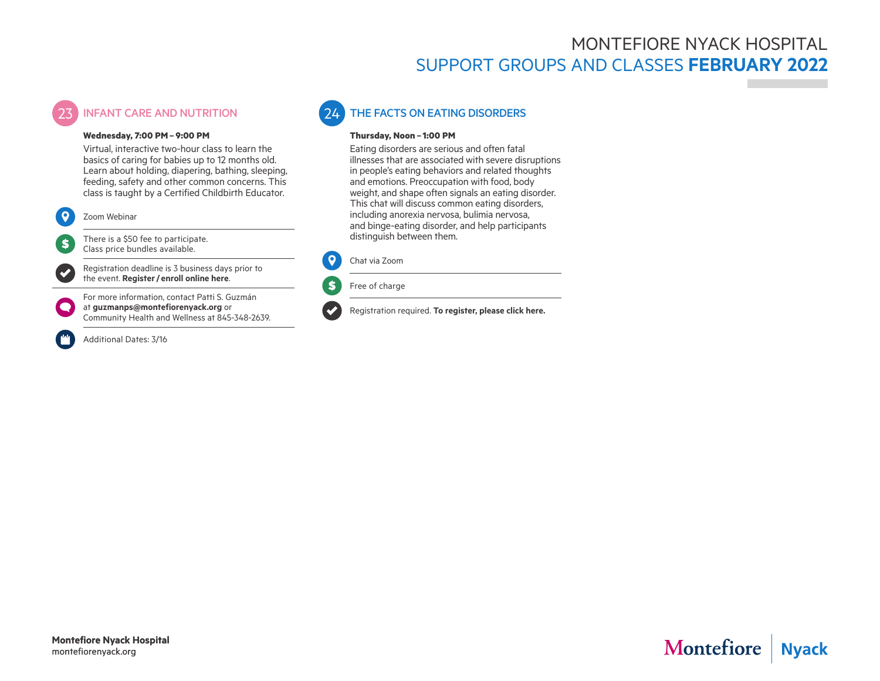# MONTEFIORE NYACK HOSPITAL
## SUPPORT GROUPS AND CLASSES **FEBRUARY 2022**

### 23 INFANT CARE AND NUTRITION

**Wednesday, 7:00 PM – 9:00 PM**

Virtual, interactive two-hour class to learn the basics of caring for babies up to 12 months old. Learn about holding, diapering, bathing, sleeping, feeding, safety and other common concerns. This class is taught by a Certified Childbirth Educator.

Zoom Webinar

There is a $50 fee to participate.
Class price bundles available.

Registration deadline is 3 business days prior to the event. **Register / enroll online here**.

For more information, contact Patti S. Guzmán at **guzmanps@montefiorenyack.org** or Community Health and Wellness at 845-348-2639.

Additional Dates: 3/16

### 24 THE FACTS ON EATING DISORDERS

**Thursday, Noon – 1:00 PM**

Eating disorders are serious and often fatal illnesses that are associated with severe disruptions in people's eating behaviors and related thoughts and emotions. Preoccupation with food, body weight, and shape often signals an eating disorder. This chat will discuss common eating disorders, including anorexia nervosa, bulimia nervosa, and binge-eating disorder, and help participants distinguish between them.

Chat via Zoom

Free of charge

Registration required. **To register, please click here.**

**Montefiore Nyack Hospital**
montefiorenyack.org

Montefiore | Nyack